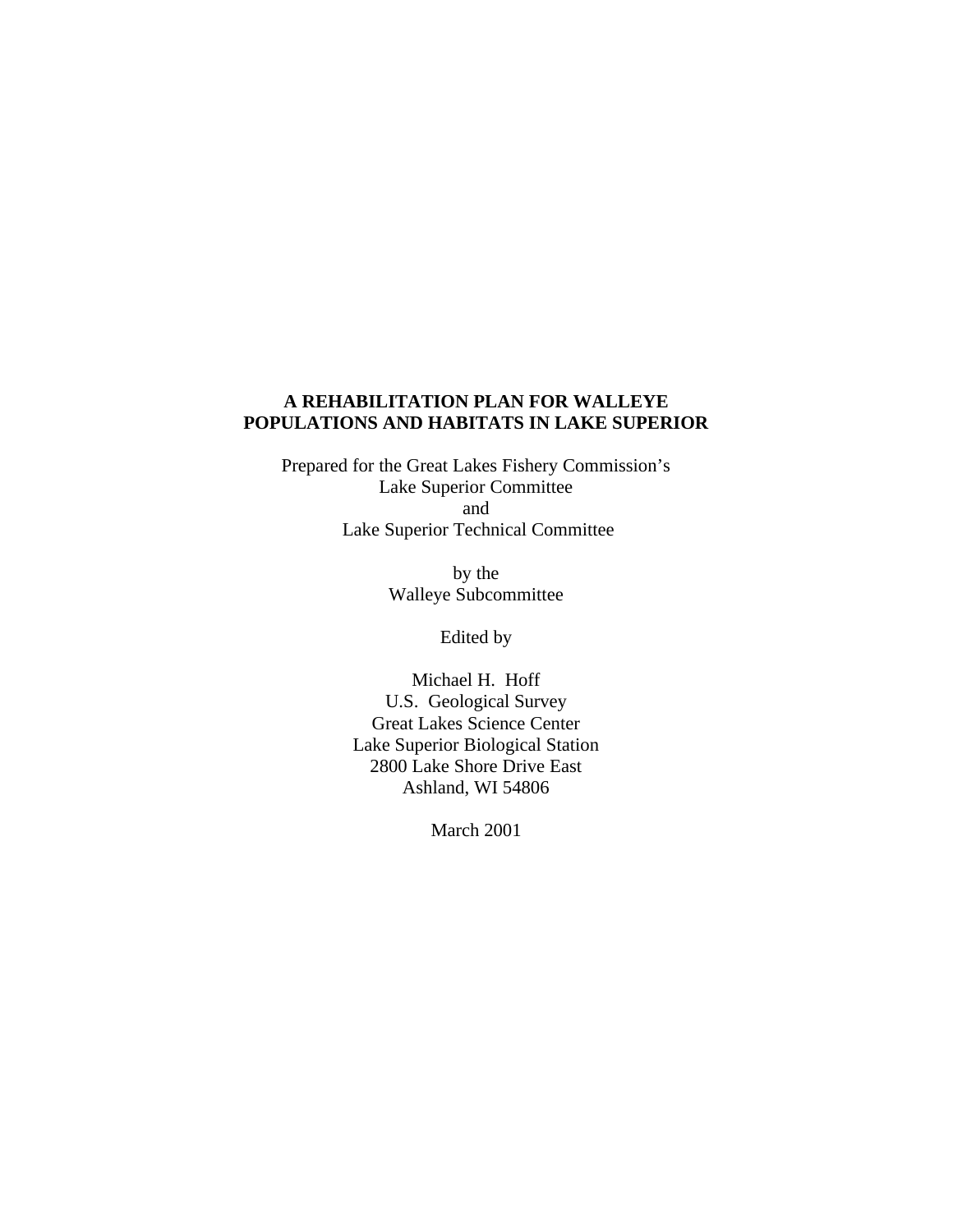# A REHABILITATION PLAN FOR WALLEYE POPULATIONS AND HABITATS IN LAKE SUPERIOR

Prepared for the Great Lakes Fishery Commission's
Lake Superior Committee
and
Lake Superior Technical Committee

by the
Walleye Subcommittee

Edited by

Michael H. Hoff
U.S. Geological Survey
Great Lakes Science Center
Lake Superior Biological Station
2800 Lake Shore Drive East
Ashland, WI 54806

March 2001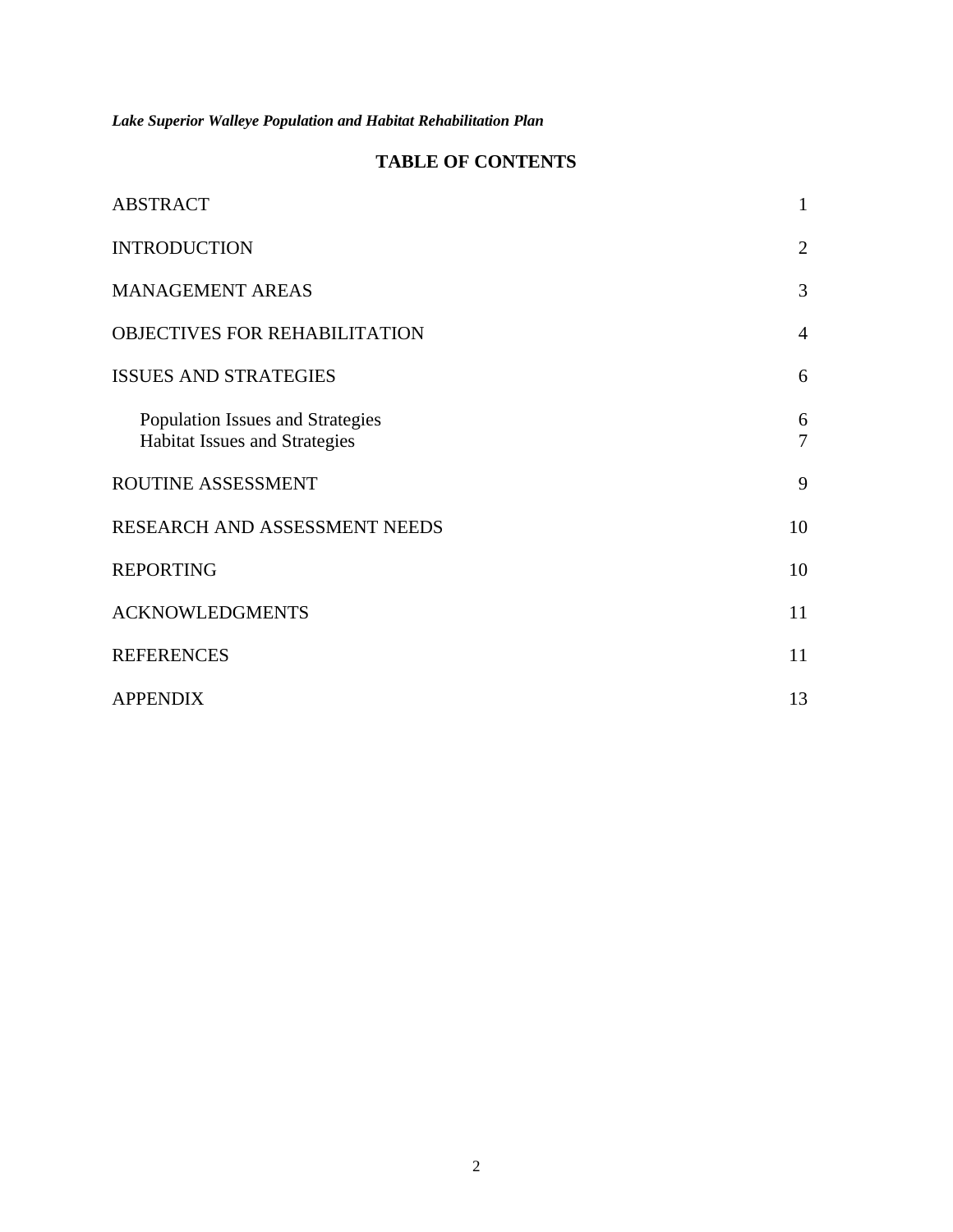*Lake Superior Walleye Population and Habitat Rehabilitation Plan*

# TABLE OF CONTENTS

| | |
|---|---|
| ABSTRACT | 1 |
| INTRODUCTION | 2 |
| MANAGEMENT AREAS | 3 |
| OBJECTIVES FOR REHABILITATION | 4 |
| ISSUES AND STRATEGIES | 6 |
| Population Issues and Strategies | 6 |
| Habitat Issues and Strategies | 7 |
| ROUTINE ASSESSMENT | 9 |
| RESEARCH AND ASSESSMENT NEEDS | 10 |
| REPORTING | 10 |
| ACKNOWLEDGMENTS | 11 |
| REFERENCES | 11 |
| APPENDIX | 13 |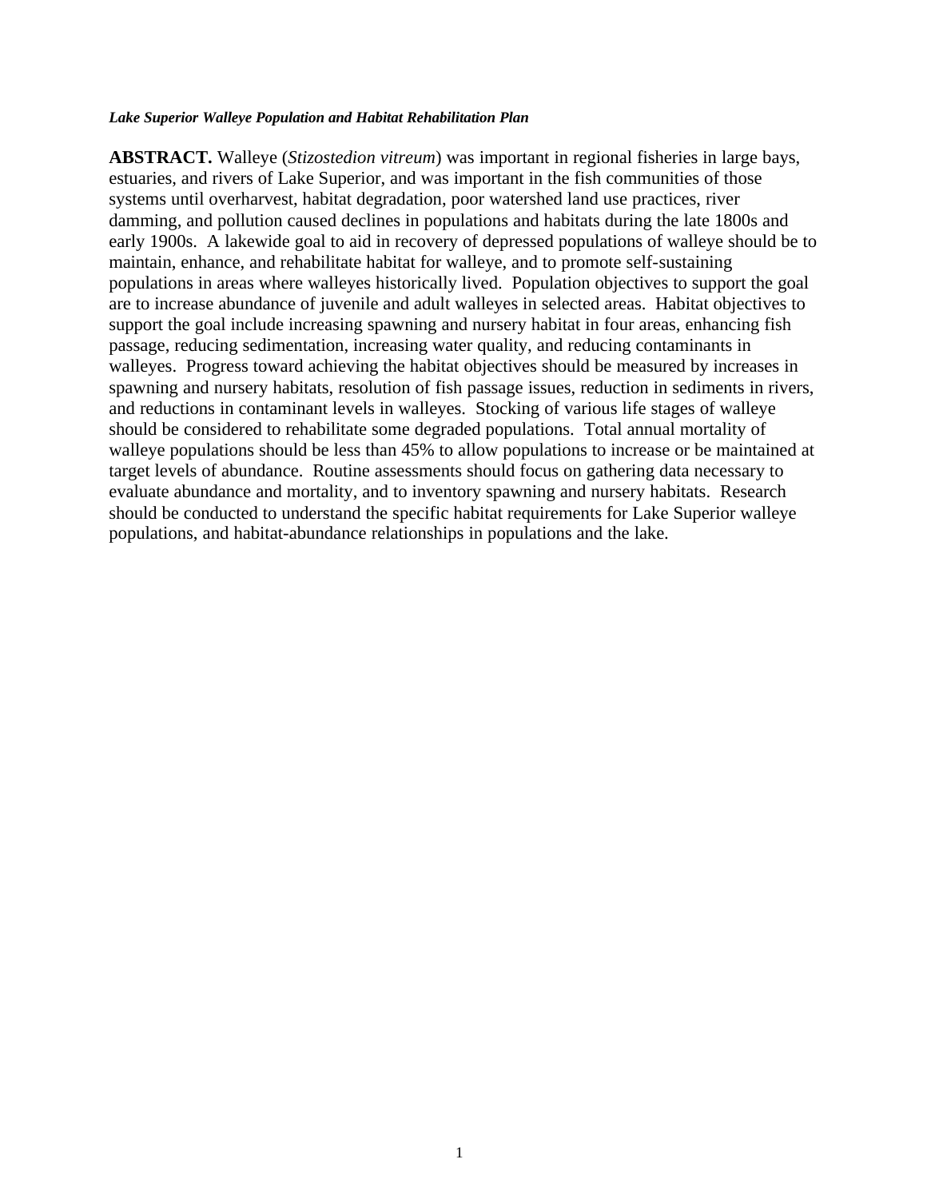***Lake Superior Walleye Population and Habitat Rehabilitation Plan***

**ABSTRACT.** Walleye (*Stizostedion vitreum*) was important in regional fisheries in large bays, estuaries, and rivers of Lake Superior, and was important in the fish communities of those systems until overharvest, habitat degradation, poor watershed land use practices, river damming, and pollution caused declines in populations and habitats during the late 1800s and early 1900s. A lakewide goal to aid in recovery of depressed populations of walleye should be to maintain, enhance, and rehabilitate habitat for walleye, and to promote self-sustaining populations in areas where walleyes historically lived. Population objectives to support the goal are to increase abundance of juvenile and adult walleyes in selected areas. Habitat objectives to support the goal include increasing spawning and nursery habitat in four areas, enhancing fish passage, reducing sedimentation, increasing water quality, and reducing contaminants in walleyes. Progress toward achieving the habitat objectives should be measured by increases in spawning and nursery habitats, resolution of fish passage issues, reduction in sediments in rivers, and reductions in contaminant levels in walleyes. Stocking of various life stages of walleye should be considered to rehabilitate some degraded populations. Total annual mortality of walleye populations should be less than 45% to allow populations to increase or be maintained at target levels of abundance. Routine assessments should focus on gathering data necessary to evaluate abundance and mortality, and to inventory spawning and nursery habitats. Research should be conducted to understand the specific habitat requirements for Lake Superior walleye populations, and habitat-abundance relationships in populations and the lake.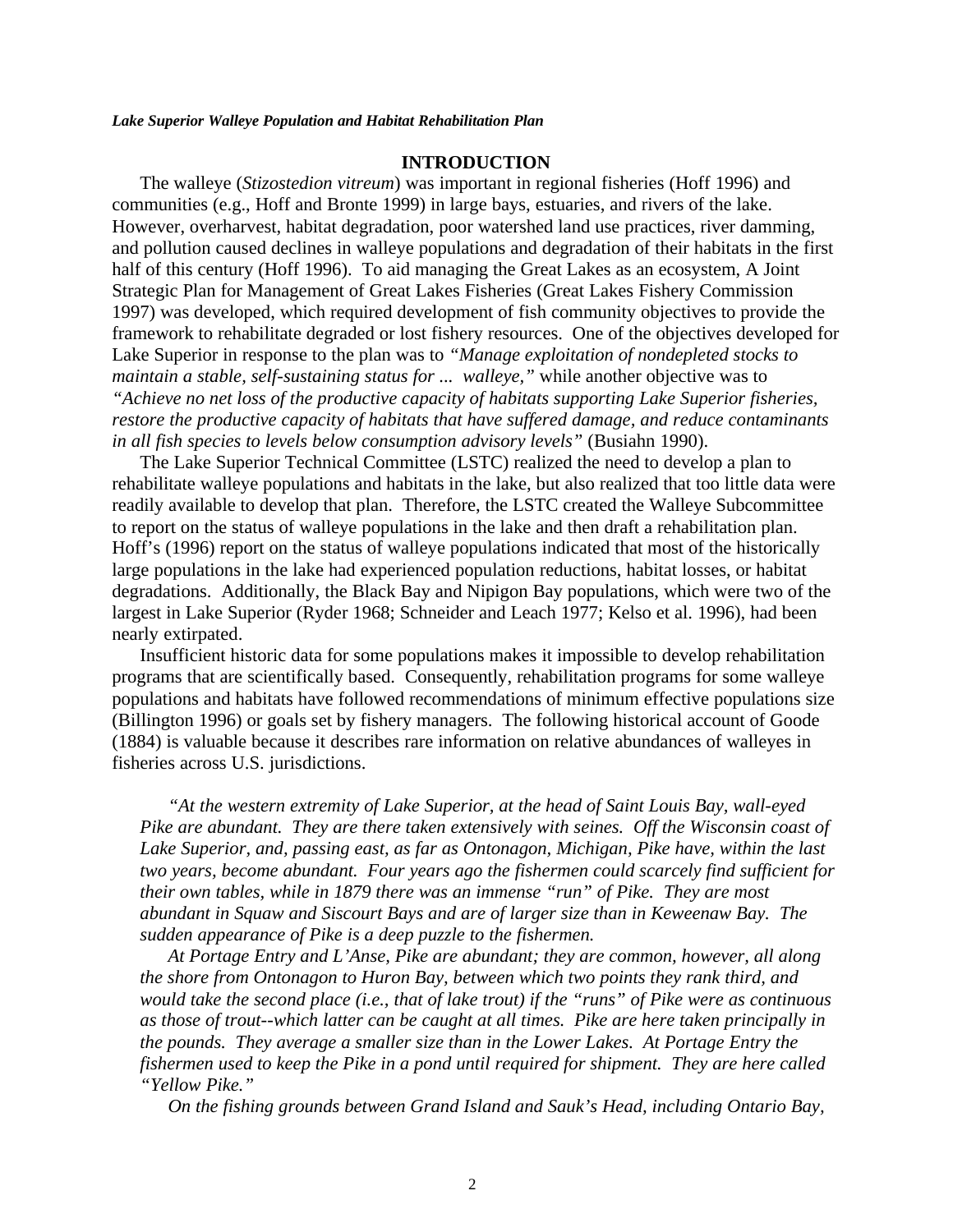## INTRODUCTION

The walleye (*Stizostedion vitreum*) was important in regional fisheries (Hoff 1996) and communities (e.g., Hoff and Bronte 1999) in large bays, estuaries, and rivers of the lake. However, overharvest, habitat degradation, poor watershed land use practices, river damming, and pollution caused declines in walleye populations and degradation of their habitats in the first half of this century (Hoff 1996). To aid managing the Great Lakes as an ecosystem, A Joint Strategic Plan for Management of Great Lakes Fisheries (Great Lakes Fishery Commission 1997) was developed, which required development of fish community objectives to provide the framework to rehabilitate degraded or lost fishery resources. One of the objectives developed for Lake Superior in response to the plan was to *"Manage exploitation of nondepleted stocks to maintain a stable, self-sustaining status for ... walleye,"* while another objective was to *"Achieve no net loss of the productive capacity of habitats supporting Lake Superior fisheries, restore the productive capacity of habitats that have suffered damage, and reduce contaminants in all fish species to levels below consumption advisory levels"* (Busiahn 1990).

The Lake Superior Technical Committee (LSTC) realized the need to develop a plan to rehabilitate walleye populations and habitats in the lake, but also realized that too little data were readily available to develop that plan. Therefore, the LSTC created the Walleye Subcommittee to report on the status of walleye populations in the lake and then draft a rehabilitation plan. Hoff's (1996) report on the status of walleye populations indicated that most of the historically large populations in the lake had experienced population reductions, habitat losses, or habitat degradations. Additionally, the Black Bay and Nipigon Bay populations, which were two of the largest in Lake Superior (Ryder 1968; Schneider and Leach 1977; Kelso et al. 1996), had been nearly extirpated.

Insufficient historic data for some populations makes it impossible to develop rehabilitation programs that are scientifically based. Consequently, rehabilitation programs for some walleye populations and habitats have followed recommendations of minimum effective populations size (Billington 1996) or goals set by fishery managers. The following historical account of Goode (1884) is valuable because it describes rare information on relative abundances of walleyes in fisheries across U.S. jurisdictions.

> *"At the western extremity of Lake Superior, at the head of Saint Louis Bay, wall-eyed Pike are abundant. They are there taken extensively with seines. Off the Wisconsin coast of Lake Superior, and, passing east, as far as Ontonagon, Michigan, Pike have, within the last two years, become abundant. Four years ago the fishermen could scarcely find sufficient for their own tables, while in 1879 there was an immense "run" of Pike. They are most abundant in Squaw and Siscourt Bays and are of larger size than in Keweenaw Bay. The sudden appearance of Pike is a deep puzzle to the fishermen.*
>
> *At Portage Entry and L'Anse, Pike are abundant; they are common, however, all along the shore from Ontonagon to Huron Bay, between which two points they rank third, and would take the second place (i.e., that of lake trout) if the "runs" of Pike were as continuous as those of trout--which latter can be caught at all times. Pike are here taken principally in the pounds. They average a smaller size than in the Lower Lakes. At Portage Entry the fishermen used to keep the Pike in a pond until required for shipment. They are here called "Yellow Pike."*
>
> *On the fishing grounds between Grand Island and Sauk's Head, including Ontario Bay,*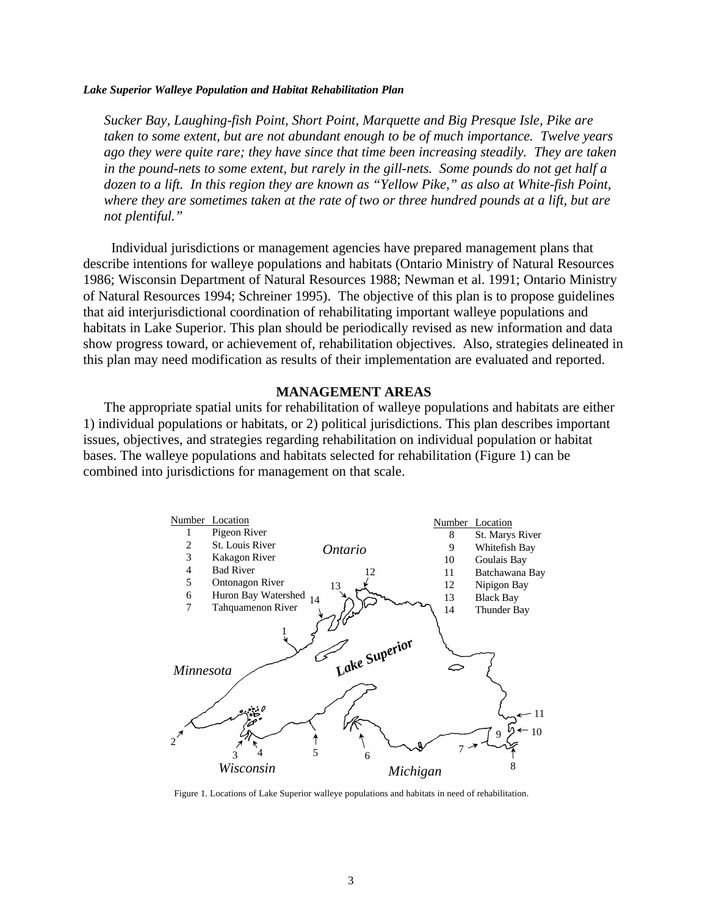*Sucker Bay, Laughing-fish Point, Short Point, Marquette and Big Presque Isle, Pike are taken to some extent, but are not abundant enough to be of much importance. Twelve years ago they were quite rare; they have since that time been increasing steadily. They are taken in the pound-nets to some extent, but rarely in the gill-nets. Some pounds do not get half a dozen to a lift. In this region they are known as "Yellow Pike," as also at White-fish Point, where they are sometimes taken at the rate of two or three hundred pounds at a lift, but are not plentiful."*

Individual jurisdictions or management agencies have prepared management plans that describe intentions for walleye populations and habitats (Ontario Ministry of Natural Resources 1986; Wisconsin Department of Natural Resources 1988; Newman et al. 1991; Ontario Ministry of Natural Resources 1994; Schreiner 1995). The objective of this plan is to propose guidelines that aid interjurisdictional coordination of rehabilitating important walleye populations and habitats in Lake Superior. This plan should be periodically revised as new information and data show progress toward, or achievement of, rehabilitation objectives. Also, strategies delineated in this plan may need modification as results of their implementation are evaluated and reported.

## MANAGEMENT AREAS

The appropriate spatial units for rehabilitation of walleye populations and habitats are either 1) individual populations or habitats, or 2) political jurisdictions. This plan describes important issues, objectives, and strategies regarding rehabilitation on individual population or habitat bases. The walleye populations and habitats selected for rehabilitation (Figure 1) can be combined into jurisdictions for management on that scale.

| Number | Location |
|---|---|
| 1 | Pigeon River |
| 2 | St. Louis River |
| 3 | Kakagon River |
| 4 | Bad River |
| 5 | Ontonagon River |
| 6 | Huron Bay Watershed |
| 7 | Tahquamenon River |
| 8 | St. Marys River |
| 9 | Whitefish Bay |
| 10 | Goulais Bay |
| 11 | Batchawana Bay |
| 12 | Nipigon Bay |
| 13 | Black Bay |
| 14 | Thunder Bay |

Figure 1. Locations of Lake Superior walleye populations and habitats in need of rehabilitation.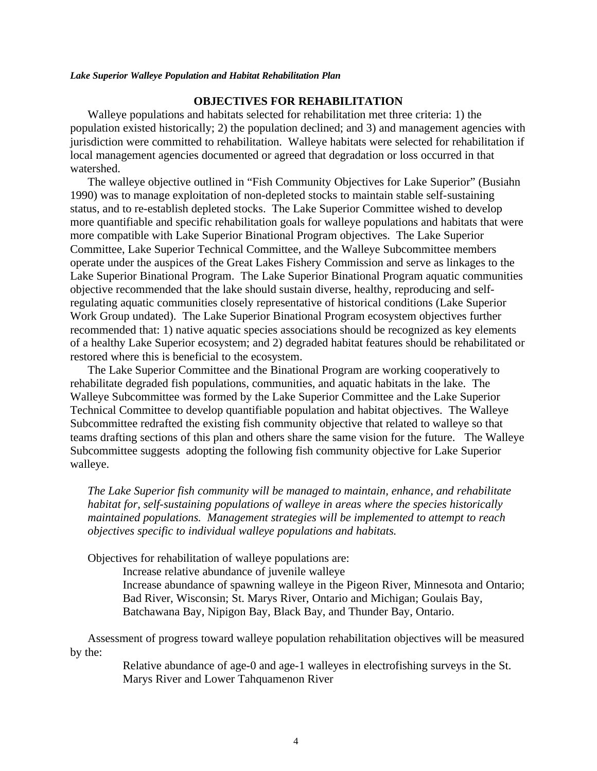## OBJECTIVES FOR REHABILITATION

Walleye populations and habitats selected for rehabilitation met three criteria: 1) the population existed historically; 2) the population declined; and 3) and management agencies with jurisdiction were committed to rehabilitation. Walleye habitats were selected for rehabilitation if local management agencies documented or agreed that degradation or loss occurred in that watershed.

The walleye objective outlined in "Fish Community Objectives for Lake Superior" (Busiahn 1990) was to manage exploitation of non-depleted stocks to maintain stable self-sustaining status, and to re-establish depleted stocks. The Lake Superior Committee wished to develop more quantifiable and specific rehabilitation goals for walleye populations and habitats that were more compatible with Lake Superior Binational Program objectives. The Lake Superior Committee, Lake Superior Technical Committee, and the Walleye Subcommittee members operate under the auspices of the Great Lakes Fishery Commission and serve as linkages to the Lake Superior Binational Program. The Lake Superior Binational Program aquatic communities objective recommended that the lake should sustain diverse, healthy, reproducing and self-regulating aquatic communities closely representative of historical conditions (Lake Superior Work Group undated). The Lake Superior Binational Program ecosystem objectives further recommended that: 1) native aquatic species associations should be recognized as key elements of a healthy Lake Superior ecosystem; and 2) degraded habitat features should be rehabilitated or restored where this is beneficial to the ecosystem.

The Lake Superior Committee and the Binational Program are working cooperatively to rehabilitate degraded fish populations, communities, and aquatic habitats in the lake. The Walleye Subcommittee was formed by the Lake Superior Committee and the Lake Superior Technical Committee to develop quantifiable population and habitat objectives. The Walleye Subcommittee redrafted the existing fish community objective that related to walleye so that teams drafting sections of this plan and others share the same vision for the future. The Walleye Subcommittee suggests adopting the following fish community objective for Lake Superior walleye.

*The Lake Superior fish community will be managed to maintain, enhance, and rehabilitate habitat for, self-sustaining populations of walleye in areas where the species historically maintained populations. Management strategies will be implemented to attempt to reach objectives specific to individual walleye populations and habitats.*

Objectives for rehabilitation of walleye populations are:

- Increase relative abundance of juvenile walleye
- Increase abundance of spawning walleye in the Pigeon River, Minnesota and Ontario; Bad River, Wisconsin; St. Marys River, Ontario and Michigan; Goulais Bay, Batchawana Bay, Nipigon Bay, Black Bay, and Thunder Bay, Ontario.

Assessment of progress toward walleye population rehabilitation objectives will be measured by the:

- Relative abundance of age-0 and age-1 walleyes in electrofishing surveys in the St. Marys River and Lower Tahquamenon River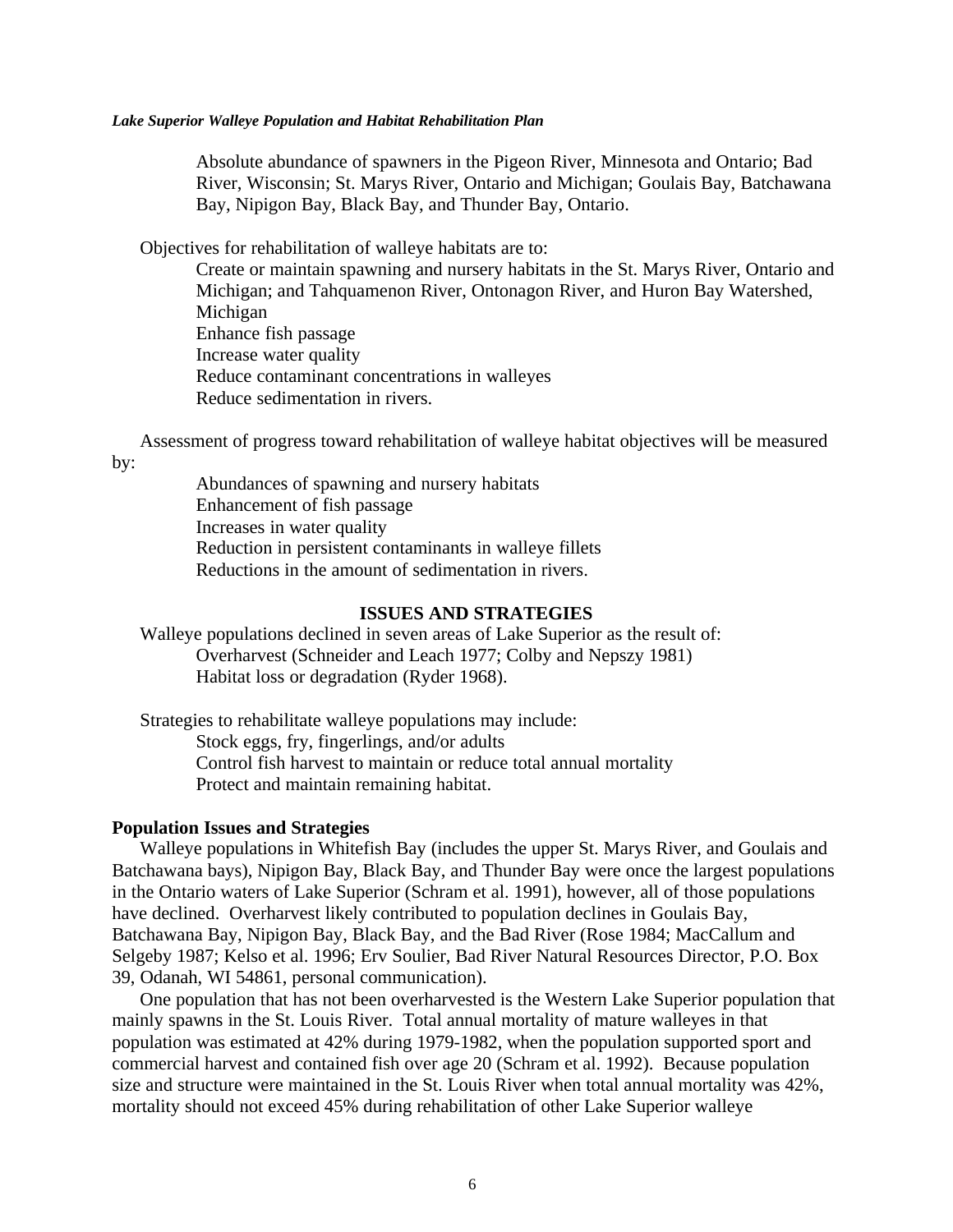Absolute abundance of spawners in the Pigeon River, Minnesota and Ontario; Bad River, Wisconsin; St. Marys River, Ontario and Michigan; Goulais Bay, Batchawana Bay, Nipigon Bay, Black Bay, and Thunder Bay, Ontario.

Objectives for rehabilitation of walleye habitats are to:

- Create or maintain spawning and nursery habitats in the St. Marys River, Ontario and Michigan; and Tahquamenon River, Ontonagon River, and Huron Bay Watershed, Michigan
- Enhance fish passage
- Increase water quality
- Reduce contaminant concentrations in walleyes
- Reduce sedimentation in rivers.

Assessment of progress toward rehabilitation of walleye habitat objectives will be measured by:

- Abundances of spawning and nursery habitats
- Enhancement of fish passage
- Increases in water quality
- Reduction in persistent contaminants in walleye fillets
- Reductions in the amount of sedimentation in rivers.

## ISSUES AND STRATEGIES

Walleye populations declined in seven areas of Lake Superior as the result of:

- Overharvest (Schneider and Leach 1977; Colby and Nepszy 1981)
- Habitat loss or degradation (Ryder 1968).

Strategies to rehabilitate walleye populations may include:

- Stock eggs, fry, fingerlings, and/or adults
- Control fish harvest to maintain or reduce total annual mortality
- Protect and maintain remaining habitat.

### Population Issues and Strategies

Walleye populations in Whitefish Bay (includes the upper St. Marys River, and Goulais and Batchawana bays), Nipigon Bay, Black Bay, and Thunder Bay were once the largest populations in the Ontario waters of Lake Superior (Schram et al. 1991), however, all of those populations have declined. Overharvest likely contributed to population declines in Goulais Bay, Batchawana Bay, Nipigon Bay, Black Bay, and the Bad River (Rose 1984; MacCallum and Selgeby 1987; Kelso et al. 1996; Erv Soulier, Bad River Natural Resources Director, P.O. Box 39, Odanah, WI 54861, personal communication).

One population that has not been overharvested is the Western Lake Superior population that mainly spawns in the St. Louis River. Total annual mortality of mature walleyes in that population was estimated at 42% during 1979-1982, when the population supported sport and commercial harvest and contained fish over age 20 (Schram et al. 1992). Because population size and structure were maintained in the St. Louis River when total annual mortality was 42%, mortality should not exceed 45% during rehabilitation of other Lake Superior walleye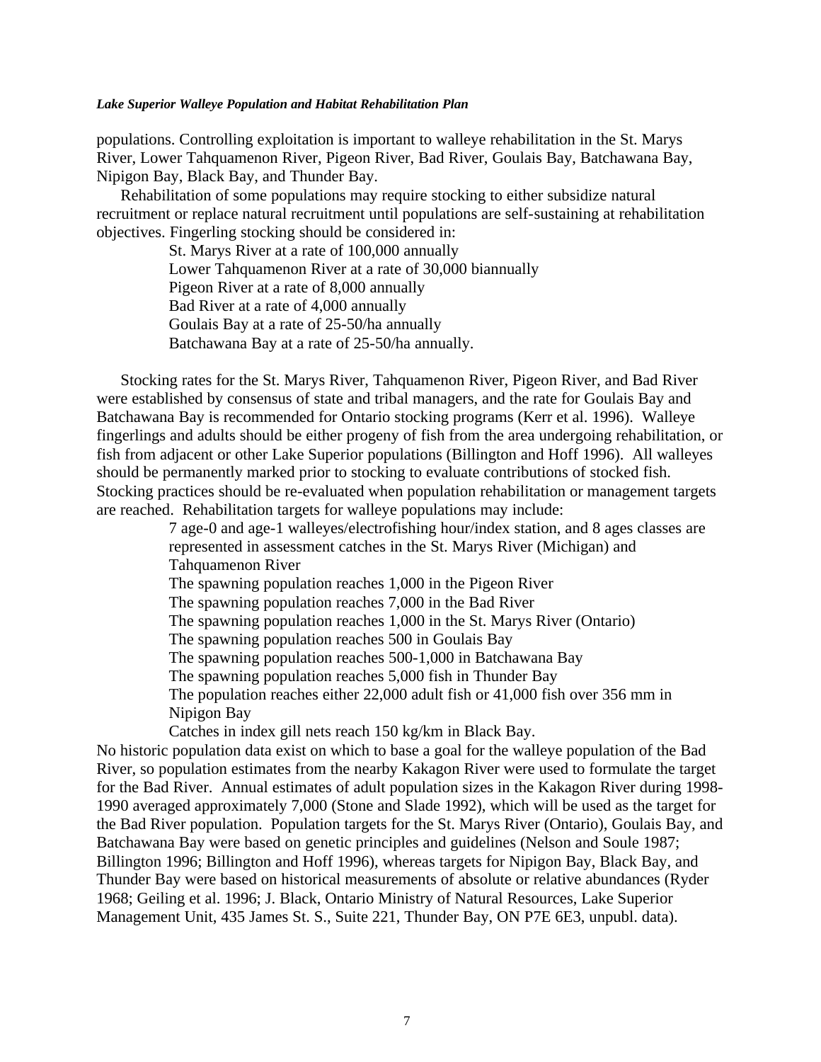populations. Controlling exploitation is important to walleye rehabilitation in the St. Marys River, Lower Tahquamenon River, Pigeon River, Bad River, Goulais Bay, Batchawana Bay, Nipigon Bay, Black Bay, and Thunder Bay.

Rehabilitation of some populations may require stocking to either subsidize natural recruitment or replace natural recruitment until populations are self-sustaining at rehabilitation objectives. Fingerling stocking should be considered in:

- St. Marys River at a rate of 100,000 annually
- Lower Tahquamenon River at a rate of 30,000 biannually
- Pigeon River at a rate of 8,000 annually
- Bad River at a rate of 4,000 annually
- Goulais Bay at a rate of 25-50/ha annually
- Batchawana Bay at a rate of 25-50/ha annually.

Stocking rates for the St. Marys River, Tahquamenon River, Pigeon River, and Bad River were established by consensus of state and tribal managers, and the rate for Goulais Bay and Batchawana Bay is recommended for Ontario stocking programs (Kerr et al. 1996). Walleye fingerlings and adults should be either progeny of fish from the area undergoing rehabilitation, or fish from adjacent or other Lake Superior populations (Billington and Hoff 1996). All walleyes should be permanently marked prior to stocking to evaluate contributions of stocked fish. Stocking practices should be re-evaluated when population rehabilitation or management targets are reached. Rehabilitation targets for walleye populations may include:

- 7 age-0 and age-1 walleyes/electrofishing hour/index station, and 8 ages classes are represented in assessment catches in the St. Marys River (Michigan) and Tahquamenon River
- The spawning population reaches 1,000 in the Pigeon River
- The spawning population reaches 7,000 in the Bad River
- The spawning population reaches 1,000 in the St. Marys River (Ontario)
- The spawning population reaches 500 in Goulais Bay
- The spawning population reaches 500-1,000 in Batchawana Bay
- The spawning population reaches 5,000 fish in Thunder Bay
- The population reaches either 22,000 adult fish or 41,000 fish over 356 mm in Nipigon Bay
- Catches in index gill nets reach 150 kg/km in Black Bay.

No historic population data exist on which to base a goal for the walleye population of the Bad River, so population estimates from the nearby Kakagon River were used to formulate the target for the Bad River. Annual estimates of adult population sizes in the Kakagon River during 1998-1990 averaged approximately 7,000 (Stone and Slade 1992), which will be used as the target for the Bad River population. Population targets for the St. Marys River (Ontario), Goulais Bay, and Batchawana Bay were based on genetic principles and guidelines (Nelson and Soule 1987; Billington 1996; Billington and Hoff 1996), whereas targets for Nipigon Bay, Black Bay, and Thunder Bay were based on historical measurements of absolute or relative abundances (Ryder 1968; Geiling et al. 1996; J. Black, Ontario Ministry of Natural Resources, Lake Superior Management Unit, 435 James St. S., Suite 221, Thunder Bay, ON P7E 6E3, unpubl. data).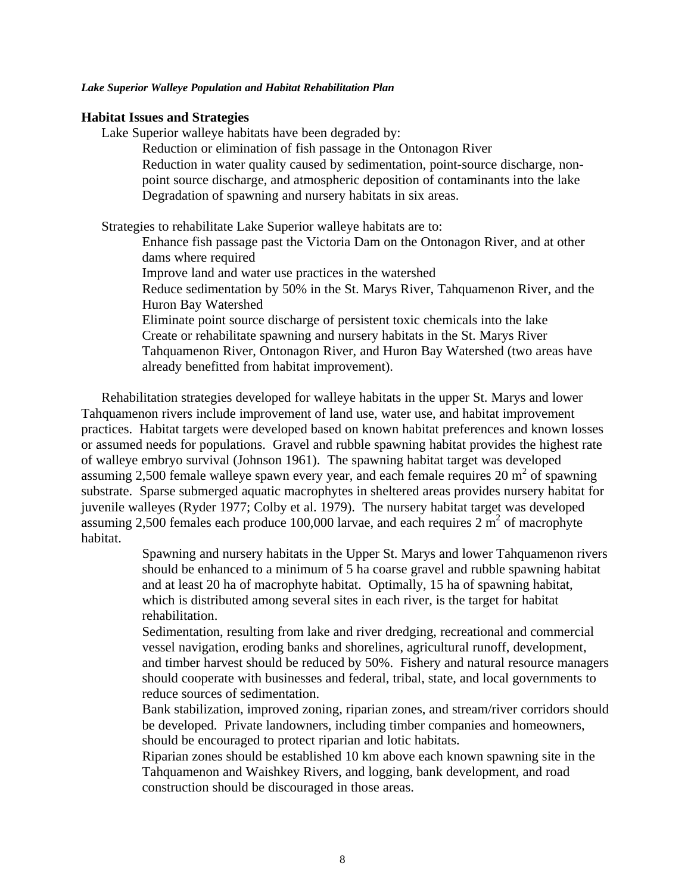## Habitat Issues and Strategies

Lake Superior walleye habitats have been degraded by:

- Reduction or elimination of fish passage in the Ontonagon River
- Reduction in water quality caused by sedimentation, point-source discharge, non-point source discharge, and atmospheric deposition of contaminants into the lake
- Degradation of spawning and nursery habitats in six areas.

Strategies to rehabilitate Lake Superior walleye habitats are to:

- Enhance fish passage past the Victoria Dam on the Ontonagon River, and at other dams where required
- Improve land and water use practices in the watershed
- Reduce sedimentation by 50% in the St. Marys River, Tahquamenon River, and the Huron Bay Watershed
- Eliminate point source discharge of persistent toxic chemicals into the lake
- Create or rehabilitate spawning and nursery habitats in the St. Marys River Tahquamenon River, Ontonagon River, and Huron Bay Watershed (two areas have already benefitted from habitat improvement).

Rehabilitation strategies developed for walleye habitats in the upper St. Marys and lower Tahquamenon rivers include improvement of land use, water use, and habitat improvement practices. Habitat targets were developed based on known habitat preferences and known losses or assumed needs for populations. Gravel and rubble spawning habitat provides the highest rate of walleye embryo survival (Johnson 1961). The spawning habitat target was developed assuming 2,500 female walleye spawn every year, and each female requires 20 $m^2$ of spawning substrate. Sparse submerged aquatic macrophytes in sheltered areas provides nursery habitat for juvenile walleyes (Ryder 1977; Colby et al. 1979). The nursery habitat target was developed assuming 2,500 females each produce 100,000 larvae, and each requires 2 $m^2$ of macrophyte habitat.

- Spawning and nursery habitats in the Upper St. Marys and lower Tahquamenon rivers should be enhanced to a minimum of 5 ha coarse gravel and rubble spawning habitat and at least 20 ha of macrophyte habitat. Optimally, 15 ha of spawning habitat, which is distributed among several sites in each river, is the target for habitat rehabilitation.
- Sedimentation, resulting from lake and river dredging, recreational and commercial vessel navigation, eroding banks and shorelines, agricultural runoff, development, and timber harvest should be reduced by 50%. Fishery and natural resource managers should cooperate with businesses and federal, tribal, state, and local governments to reduce sources of sedimentation.
- Bank stabilization, improved zoning, riparian zones, and stream/river corridors should be developed. Private landowners, including timber companies and homeowners, should be encouraged to protect riparian and lotic habitats.
- Riparian zones should be established 10 km above each known spawning site in the Tahquamenon and Waishkey Rivers, and logging, bank development, and road construction should be discouraged in those areas.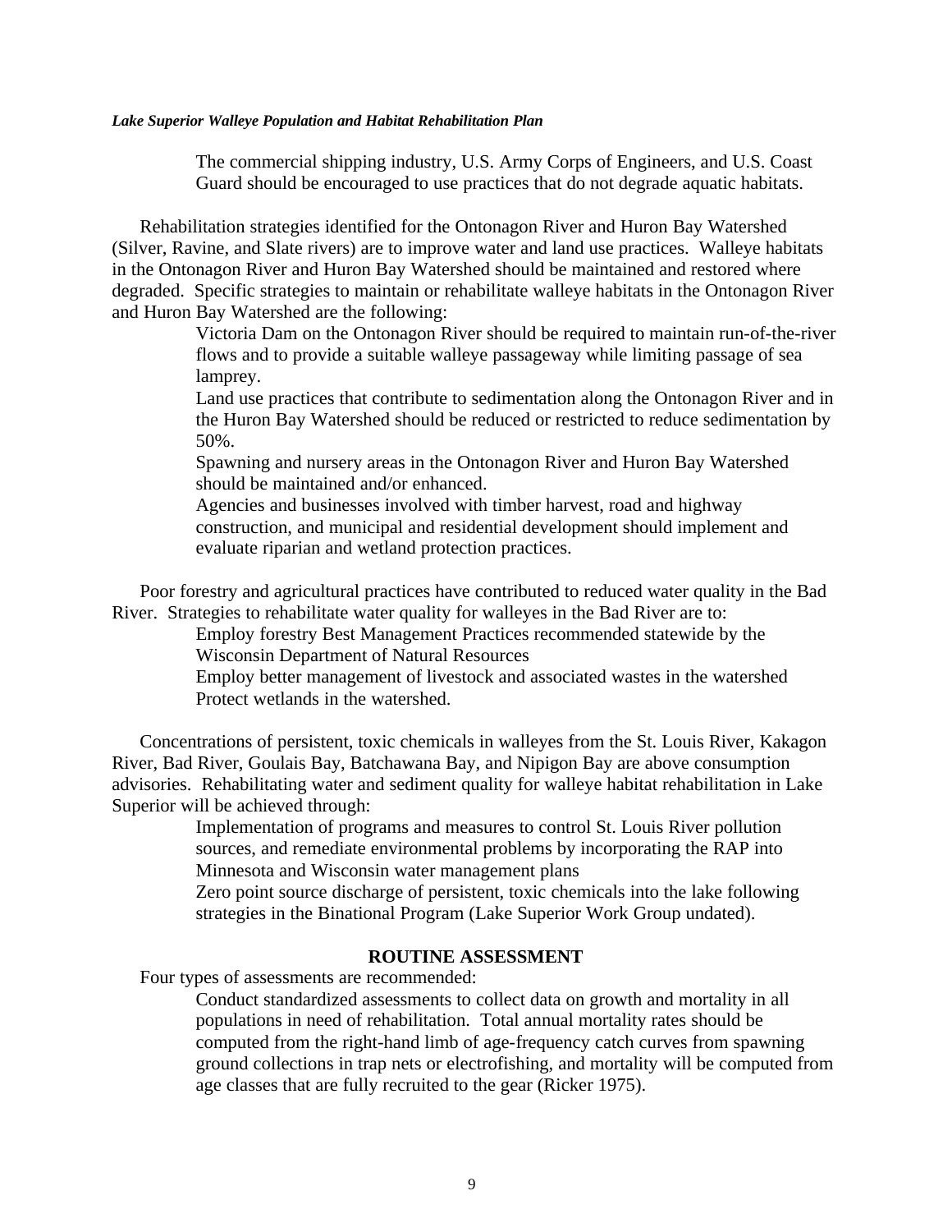The commercial shipping industry, U.S. Army Corps of Engineers, and U.S. Coast Guard should be encouraged to use practices that do not degrade aquatic habitats.

Rehabilitation strategies identified for the Ontonagon River and Huron Bay Watershed (Silver, Ravine, and Slate rivers) are to improve water and land use practices. Walleye habitats in the Ontonagon River and Huron Bay Watershed should be maintained and restored where degraded. Specific strategies to maintain or rehabilitate walleye habitats in the Ontonagon River and Huron Bay Watershed are the following:

- Victoria Dam on the Ontonagon River should be required to maintain run-of-the-river flows and to provide a suitable walleye passageway while limiting passage of sea lamprey.
- Land use practices that contribute to sedimentation along the Ontonagon River and in the Huron Bay Watershed should be reduced or restricted to reduce sedimentation by 50%.
- Spawning and nursery areas in the Ontonagon River and Huron Bay Watershed should be maintained and/or enhanced.
- Agencies and businesses involved with timber harvest, road and highway construction, and municipal and residential development should implement and evaluate riparian and wetland protection practices.

Poor forestry and agricultural practices have contributed to reduced water quality in the Bad River. Strategies to rehabilitate water quality for walleyes in the Bad River are to:

- Employ forestry Best Management Practices recommended statewide by the Wisconsin Department of Natural Resources
- Employ better management of livestock and associated wastes in the watershed
- Protect wetlands in the watershed.

Concentrations of persistent, toxic chemicals in walleyes from the St. Louis River, Kakagon River, Bad River, Goulais Bay, Batchawana Bay, and Nipigon Bay are above consumption advisories. Rehabilitating water and sediment quality for walleye habitat rehabilitation in Lake Superior will be achieved through:

- Implementation of programs and measures to control St. Louis River pollution sources, and remediate environmental problems by incorporating the RAP into Minnesota and Wisconsin water management plans
- Zero point source discharge of persistent, toxic chemicals into the lake following strategies in the Binational Program (Lake Superior Work Group undated).

## ROUTINE ASSESSMENT

Four types of assessments are recommended:

- Conduct standardized assessments to collect data on growth and mortality in all populations in need of rehabilitation. Total annual mortality rates should be computed from the right-hand limb of age-frequency catch curves from spawning ground collections in trap nets or electrofishing, and mortality will be computed from age classes that are fully recruited to the gear (Ricker 1975).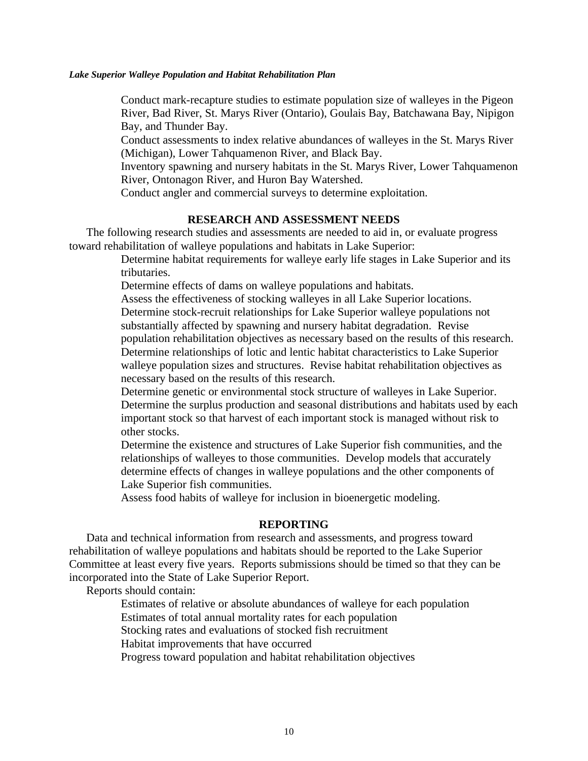Conduct mark-recapture studies to estimate population size of walleyes in the Pigeon River, Bad River, St. Marys River (Ontario), Goulais Bay, Batchawana Bay, Nipigon Bay, and Thunder Bay.

Conduct assessments to index relative abundances of walleyes in the St. Marys River (Michigan), Lower Tahquamenon River, and Black Bay.

Inventory spawning and nursery habitats in the St. Marys River, Lower Tahquamenon River, Ontonagon River, and Huron Bay Watershed.

Conduct angler and commercial surveys to determine exploitation.

## RESEARCH AND ASSESSMENT NEEDS

The following research studies and assessments are needed to aid in, or evaluate progress toward rehabilitation of walleye populations and habitats in Lake Superior:

Determine habitat requirements for walleye early life stages in Lake Superior and its tributaries.

Determine effects of dams on walleye populations and habitats.

Assess the effectiveness of stocking walleyes in all Lake Superior locations.

Determine stock-recruit relationships for Lake Superior walleye populations not substantially affected by spawning and nursery habitat degradation. Revise population rehabilitation objectives as necessary based on the results of this research.

Determine relationships of lotic and lentic habitat characteristics to Lake Superior walleye population sizes and structures. Revise habitat rehabilitation objectives as necessary based on the results of this research.

Determine genetic or environmental stock structure of walleyes in Lake Superior.

Determine the surplus production and seasonal distributions and habitats used by each important stock so that harvest of each important stock is managed without risk to other stocks.

Determine the existence and structures of Lake Superior fish communities, and the relationships of walleyes to those communities. Develop models that accurately determine effects of changes in walleye populations and the other components of Lake Superior fish communities.

Assess food habits of walleye for inclusion in bioenergetic modeling.

## REPORTING

Data and technical information from research and assessments, and progress toward rehabilitation of walleye populations and habitats should be reported to the Lake Superior Committee at least every five years. Reports submissions should be timed so that they can be incorporated into the State of Lake Superior Report.

Reports should contain:

Estimates of relative or absolute abundances of walleye for each population

Estimates of total annual mortality rates for each population

Stocking rates and evaluations of stocked fish recruitment

Habitat improvements that have occurred

Progress toward population and habitat rehabilitation objectives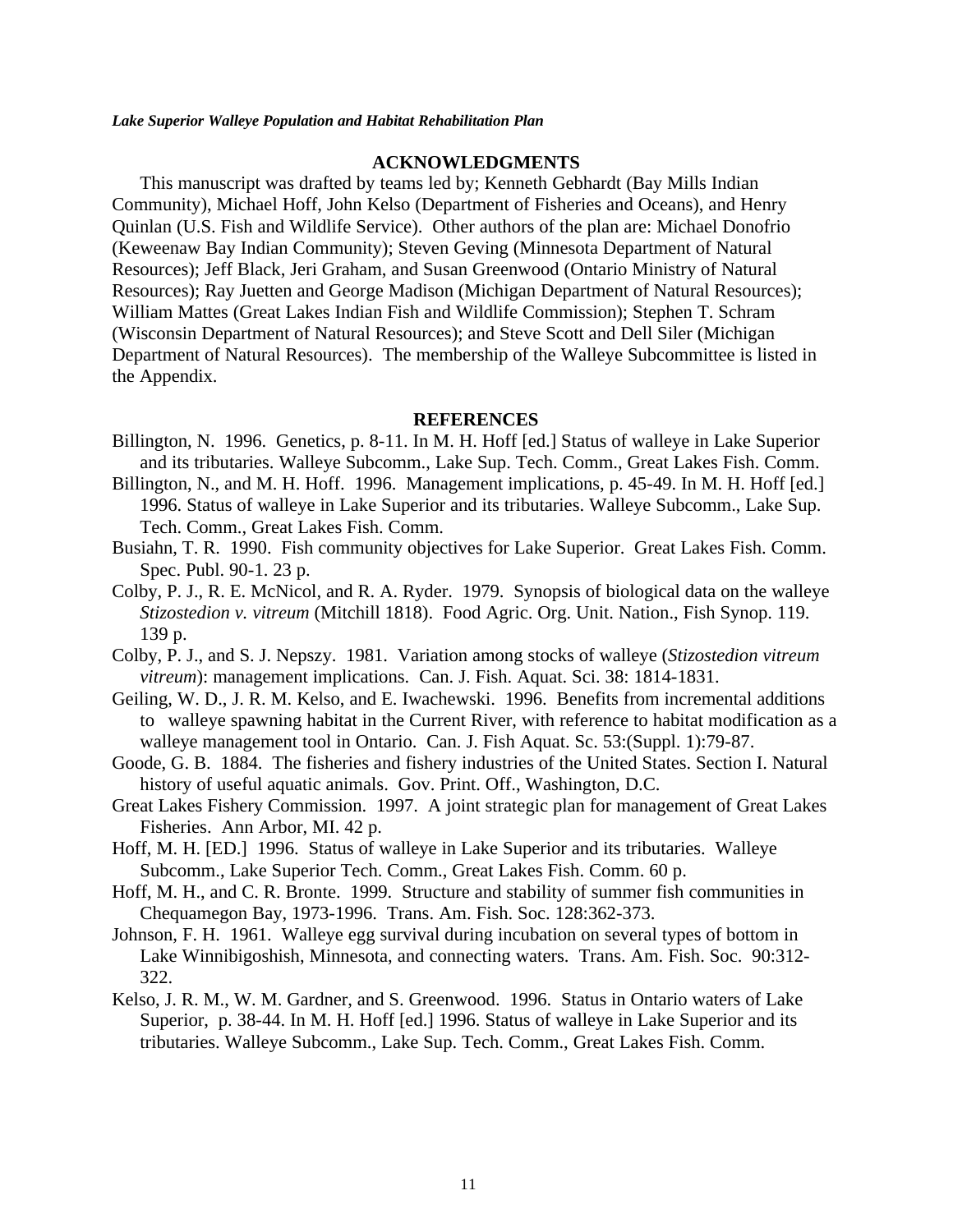## ACKNOWLEDGMENTS

This manuscript was drafted by teams led by; Kenneth Gebhardt (Bay Mills Indian Community), Michael Hoff, John Kelso (Department of Fisheries and Oceans), and Henry Quinlan (U.S. Fish and Wildlife Service). Other authors of the plan are: Michael Donofrio (Keweenaw Bay Indian Community); Steven Geving (Minnesota Department of Natural Resources); Jeff Black, Jeri Graham, and Susan Greenwood (Ontario Ministry of Natural Resources); Ray Juetten and George Madison (Michigan Department of Natural Resources); William Mattes (Great Lakes Indian Fish and Wildlife Commission); Stephen T. Schram (Wisconsin Department of Natural Resources); and Steve Scott and Dell Siler (Michigan Department of Natural Resources). The membership of the Walleye Subcommittee is listed in the Appendix.

## REFERENCES

Billington, N. 1996. Genetics, p. 8-11. In M. H. Hoff [ed.] Status of walleye in Lake Superior and its tributaries. Walleye Subcomm., Lake Sup. Tech. Comm., Great Lakes Fish. Comm.

Billington, N., and M. H. Hoff. 1996. Management implications, p. 45-49. In M. H. Hoff [ed.] 1996. Status of walleye in Lake Superior and its tributaries. Walleye Subcomm., Lake Sup. Tech. Comm., Great Lakes Fish. Comm.

Busiahn, T. R. 1990. Fish community objectives for Lake Superior. Great Lakes Fish. Comm. Spec. Publ. 90-1. 23 p.

Colby, P. J., R. E. McNicol, and R. A. Ryder. 1979. Synopsis of biological data on the walleye *Stizostedion v. vitreum* (Mitchill 1818). Food Agric. Org. Unit. Nation., Fish Synop. 119. 139 p.

Colby, P. J., and S. J. Nepszy. 1981. Variation among stocks of walleye (*Stizostedion vitreum vitreum*): management implications. Can. J. Fish. Aquat. Sci. 38: 1814-1831.

Geiling, W. D., J. R. M. Kelso, and E. Iwachewski. 1996. Benefits from incremental additions to walleye spawning habitat in the Current River, with reference to habitat modification as a walleye management tool in Ontario. Can. J. Fish Aquat. Sc. 53:(Suppl. 1):79-87.

Goode, G. B. 1884. The fisheries and fishery industries of the United States. Section I. Natural history of useful aquatic animals. Gov. Print. Off., Washington, D.C.

Great Lakes Fishery Commission. 1997. A joint strategic plan for management of Great Lakes Fisheries. Ann Arbor, MI. 42 p.

Hoff, M. H. [ED.] 1996. Status of walleye in Lake Superior and its tributaries. Walleye Subcomm., Lake Superior Tech. Comm., Great Lakes Fish. Comm. 60 p.

Hoff, M. H., and C. R. Bronte. 1999. Structure and stability of summer fish communities in Chequamegon Bay, 1973-1996. Trans. Am. Fish. Soc. 128:362-373.

Johnson, F. H. 1961. Walleye egg survival during incubation on several types of bottom in Lake Winnibigoshish, Minnesota, and connecting waters. Trans. Am. Fish. Soc. 90:312-322.

Kelso, J. R. M., W. M. Gardner, and S. Greenwood. 1996. Status in Ontario waters of Lake Superior, p. 38-44. In M. H. Hoff [ed.] 1996. Status of walleye in Lake Superior and its tributaries. Walleye Subcomm., Lake Sup. Tech. Comm., Great Lakes Fish. Comm.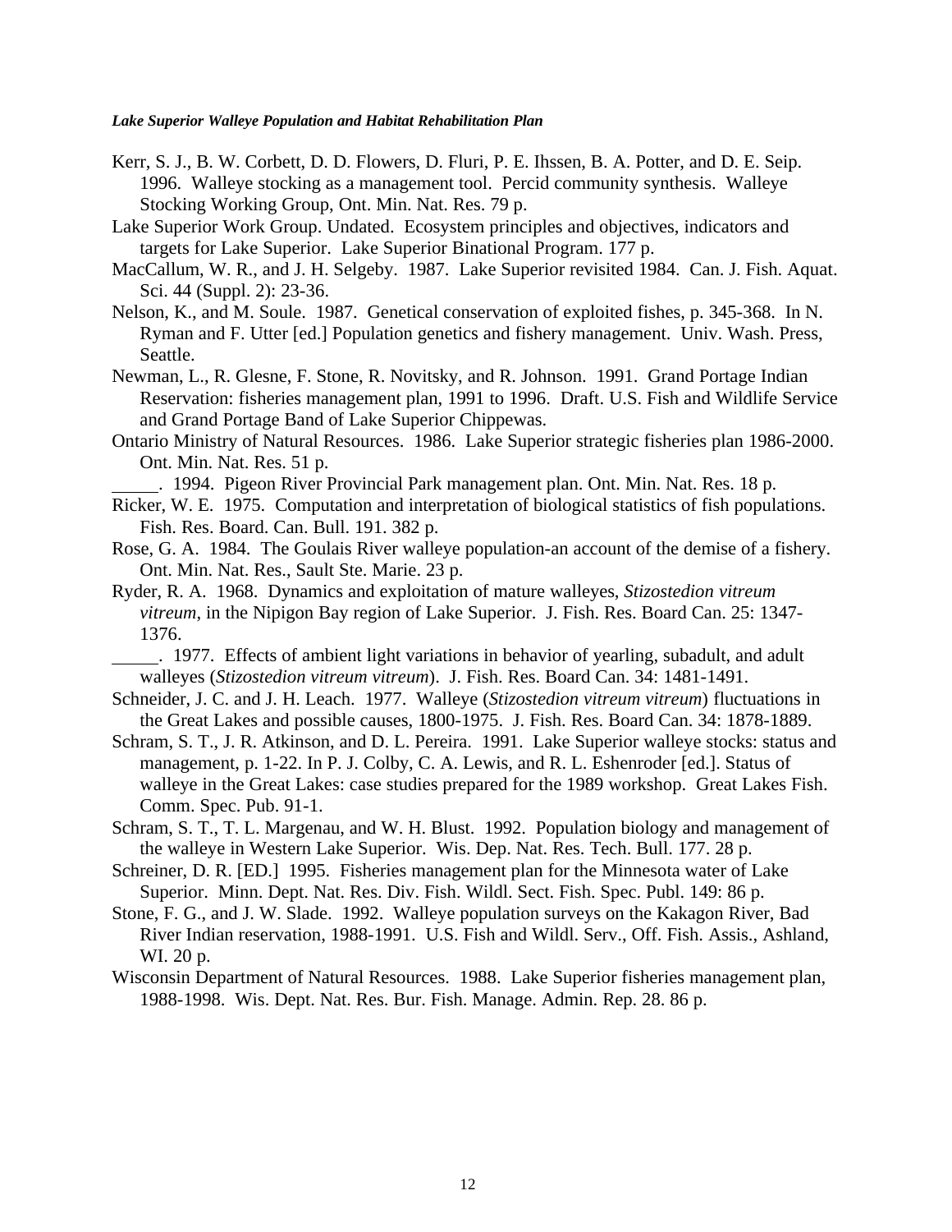Kerr, S. J., B. W. Corbett, D. D. Flowers, D. Fluri, P. E. Ihssen, B. A. Potter, and D. E. Seip. 1996. Walleye stocking as a management tool. Percid community synthesis. Walleye Stocking Working Group, Ont. Min. Nat. Res. 79 p.

Lake Superior Work Group. Undated. Ecosystem principles and objectives, indicators and targets for Lake Superior. Lake Superior Binational Program. 177 p.

MacCallum, W. R., and J. H. Selgeby. 1987. Lake Superior revisited 1984. Can. J. Fish. Aquat. Sci. 44 (Suppl. 2): 23-36.

Nelson, K., and M. Soule. 1987. Genetical conservation of exploited fishes, p. 345-368. In N. Ryman and F. Utter [ed.] Population genetics and fishery management. Univ. Wash. Press, Seattle.

Newman, L., R. Glesne, F. Stone, R. Novitsky, and R. Johnson. 1991. Grand Portage Indian Reservation: fisheries management plan, 1991 to 1996. Draft. U.S. Fish and Wildlife Service and Grand Portage Band of Lake Superior Chippewas.

Ontario Ministry of Natural Resources. 1986. Lake Superior strategic fisheries plan 1986-2000. Ont. Min. Nat. Res. 51 p.

_____. 1994. Pigeon River Provincial Park management plan. Ont. Min. Nat. Res. 18 p.

Ricker, W. E. 1975. Computation and interpretation of biological statistics of fish populations. Fish. Res. Board. Can. Bull. 191. 382 p.

Rose, G. A. 1984. The Goulais River walleye population-an account of the demise of a fishery. Ont. Min. Nat. Res., Sault Ste. Marie. 23 p.

Ryder, R. A. 1968. Dynamics and exploitation of mature walleyes, *Stizostedion vitreum vitreum*, in the Nipigon Bay region of Lake Superior. J. Fish. Res. Board Can. 25: 1347-1376.

_____. 1977. Effects of ambient light variations in behavior of yearling, subadult, and adult walleyes (*Stizostedion vitreum vitreum*). J. Fish. Res. Board Can. 34: 1481-1491.

Schneider, J. C. and J. H. Leach. 1977. Walleye (*Stizostedion vitreum vitreum*) fluctuations in the Great Lakes and possible causes, 1800-1975. J. Fish. Res. Board Can. 34: 1878-1889.

Schram, S. T., J. R. Atkinson, and D. L. Pereira. 1991. Lake Superior walleye stocks: status and management, p. 1-22. In P. J. Colby, C. A. Lewis, and R. L. Eshenroder [ed.]. Status of walleye in the Great Lakes: case studies prepared for the 1989 workshop. Great Lakes Fish. Comm. Spec. Pub. 91-1.

Schram, S. T., T. L. Margenau, and W. H. Blust. 1992. Population biology and management of the walleye in Western Lake Superior. Wis. Dep. Nat. Res. Tech. Bull. 177. 28 p.

Schreiner, D. R. [ED.] 1995. Fisheries management plan for the Minnesota water of Lake Superior. Minn. Dept. Nat. Res. Div. Fish. Wildl. Sect. Fish. Spec. Publ. 149: 86 p.

Stone, F. G., and J. W. Slade. 1992. Walleye population surveys on the Kakagon River, Bad River Indian reservation, 1988-1991. U.S. Fish and Wildl. Serv., Off. Fish. Assis., Ashland, WI. 20 p.

Wisconsin Department of Natural Resources. 1988. Lake Superior fisheries management plan, 1988-1998. Wis. Dept. Nat. Res. Bur. Fish. Manage. Admin. Rep. 28. 86 p.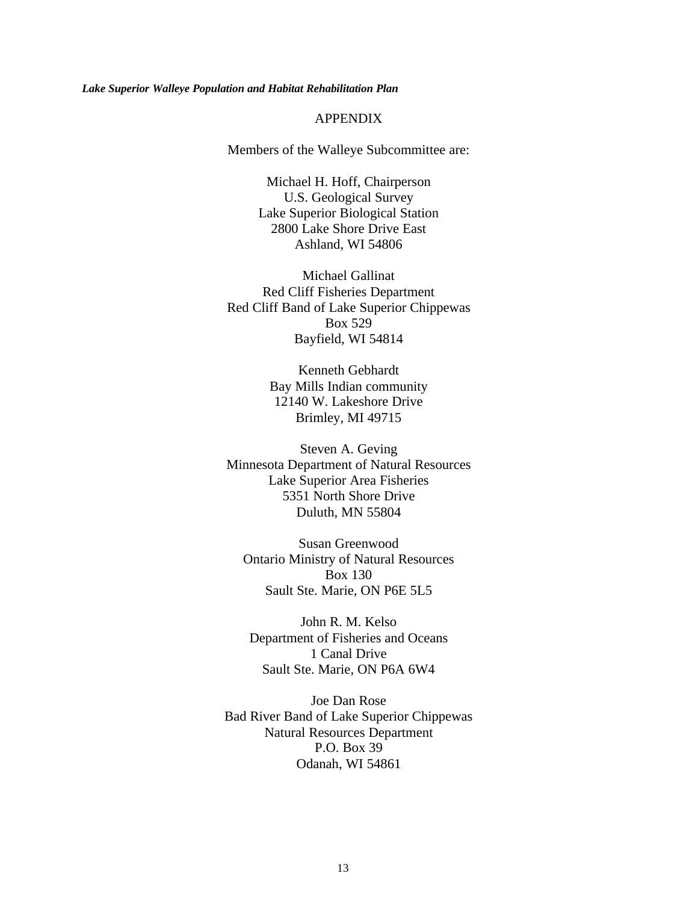## APPENDIX

Members of the Walleye Subcommittee are:

Michael H. Hoff, Chairperson
U.S. Geological Survey
Lake Superior Biological Station
2800 Lake Shore Drive East
Ashland, WI 54806

Michael Gallinat
Red Cliff Fisheries Department
Red Cliff Band of Lake Superior Chippewas
Box 529
Bayfield, WI 54814

Kenneth Gebhardt
Bay Mills Indian community
12140 W. Lakeshore Drive
Brimley, MI 49715

Steven A. Geving
Minnesota Department of Natural Resources
Lake Superior Area Fisheries
5351 North Shore Drive
Duluth, MN 55804

Susan Greenwood
Ontario Ministry of Natural Resources
Box 130
Sault Ste. Marie, ON P6E 5L5

John R. M. Kelso
Department of Fisheries and Oceans
1 Canal Drive
Sault Ste. Marie, ON P6A 6W4

Joe Dan Rose
Bad River Band of Lake Superior Chippewas
Natural Resources Department
P.O. Box 39
Odanah, WI 54861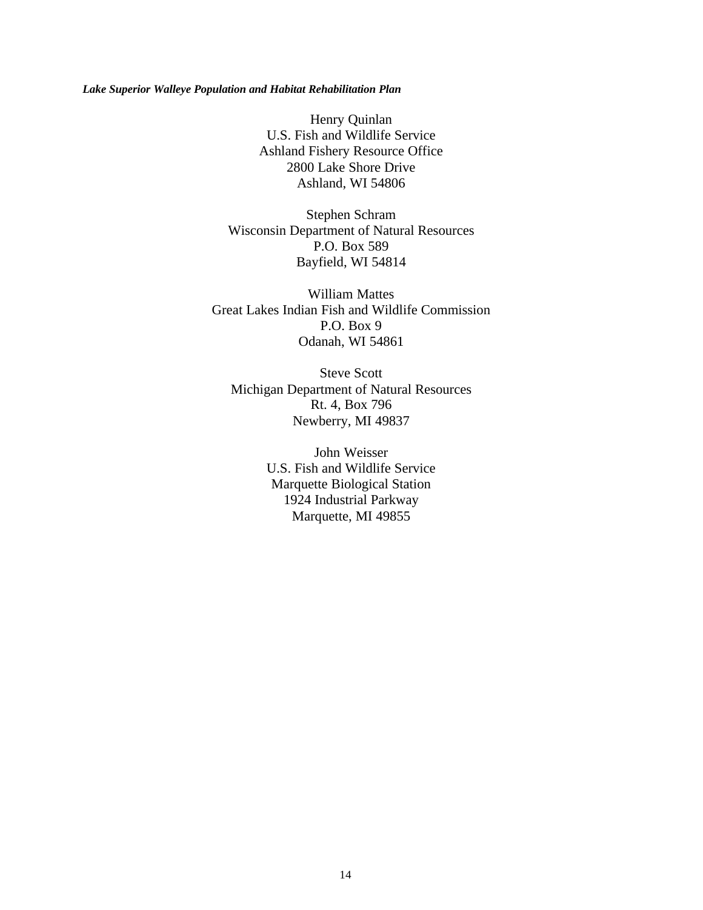Henry Quinlan
U.S. Fish and Wildlife Service
Ashland Fishery Resource Office
2800 Lake Shore Drive
Ashland, WI 54806

Stephen Schram
Wisconsin Department of Natural Resources
P.O. Box 589
Bayfield, WI 54814

William Mattes
Great Lakes Indian Fish and Wildlife Commission
P.O. Box 9
Odanah, WI 54861

Steve Scott
Michigan Department of Natural Resources
Rt. 4, Box 796
Newberry, MI 49837

John Weisser
U.S. Fish and Wildlife Service
Marquette Biological Station
1924 Industrial Parkway
Marquette, MI 49855